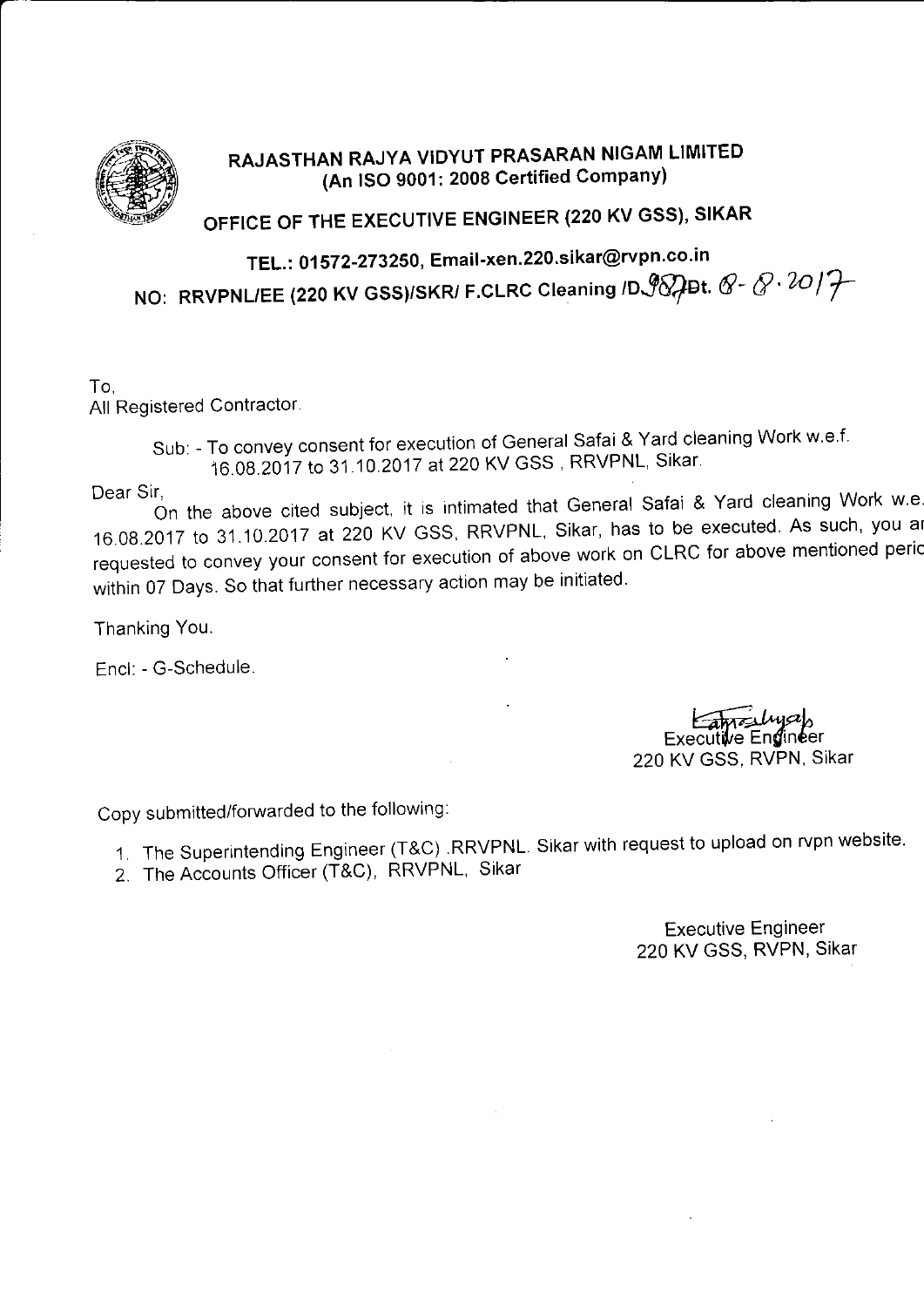# RAJASTHAN RAJYA VIDYUT PRASARAN NIGAM LIMITED
## (An ISO 9001: 2008 Certified Company)

## OFFICE OF THE EXECUTIVE ENGINEER (220 KV GSS), SIKAR

### TEL.: 01572-273250, Email-xen.220.sikar@rvpn.co.in

### NO: RRVPNL/EE (220 KV GSS)/SKR/ F.CLRC Cleaning /D.987 Dt. 8-8.2017

To,
All Registered Contractor.

Sub: - To convey consent for execution of General Safai & Yard cleaning Work w.e.f. 16.08.2017 to 31.10.2017 at 220 KV GSS , RRVPNL, Sikar.

Dear Sir,

On the above cited subject, it is intimated that General Safai & Yard cleaning Work w.e. 16.08.2017 to 31.10.2017 at 220 KV GSS, RRVPNL, Sikar, has to be executed. As such, you ar requested to convey your consent for execution of above work on CLRC for above mentioned peric within 07 Days. So that further necessary action may be initiated.

Thanking You.

Encl: - G-Schedule.

Executive Engineer
220 KV GSS, RVPN, Sikar

Copy submitted/forwarded to the following:

1. The Superintending Engineer (T&C) .RRVPNL. Sikar with request to upload on rvpn website.
2. The Accounts Officer (T&C), RRVPNL, Sikar

Executive Engineer
220 KV GSS, RVPN, Sikar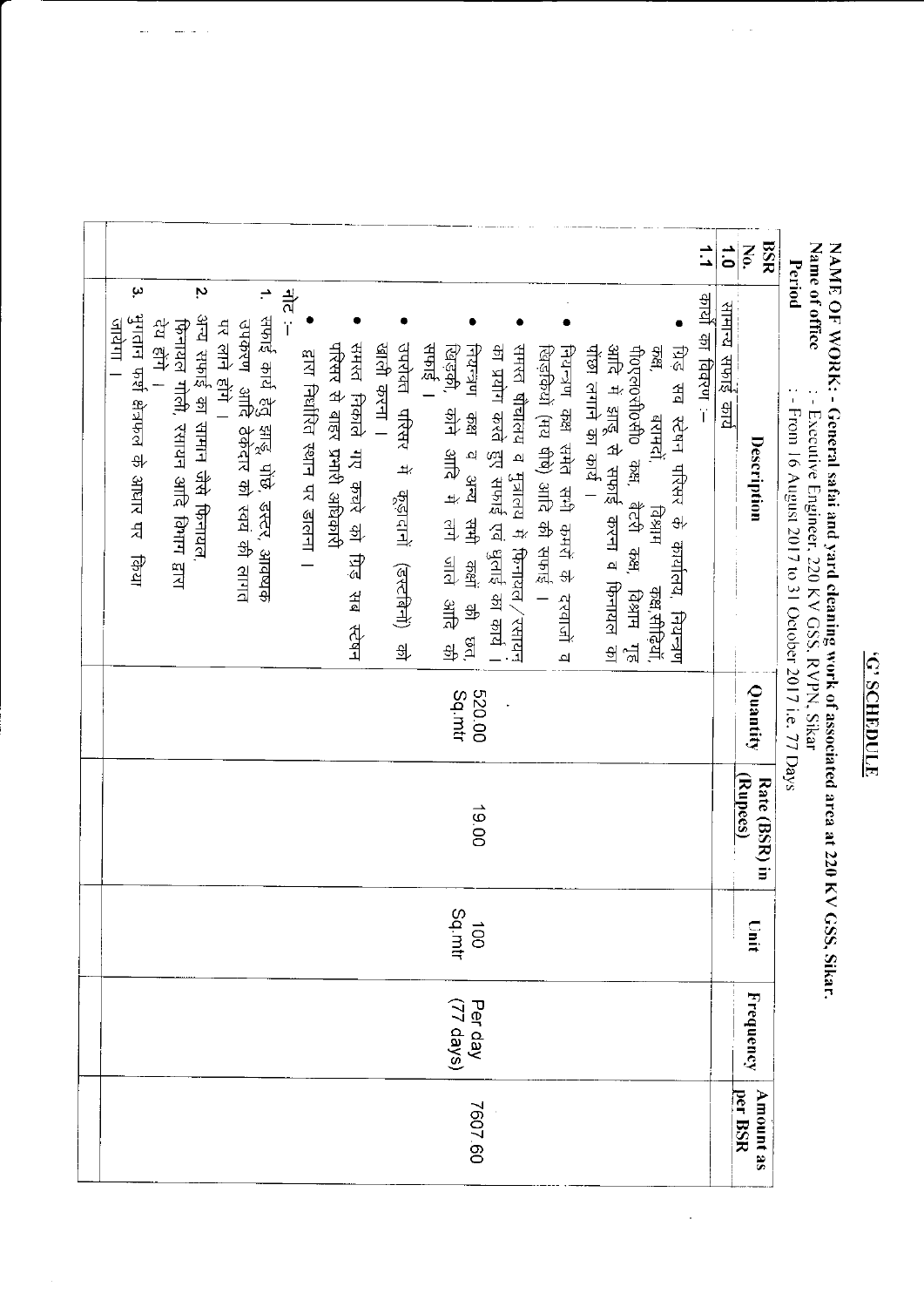## 'G' SCHEDULE

**NAME OF WORK: - General safai and yard cleaning work of associated area at 220 KV GSS, Sikar.**

**Name of office** : - Executive Engineer, 220 KV GSS, RVPN, Sikar

**Period** : - From 16 August 2017 to 31 October 2017 i.e. 77 Days

| BSR No. | Description | Quantity | Rate (BSR) in (Rupees) | Unit | Frequency | Amount as per BSR |
|---|---|---|---|---|---|---|
| 1.0 | सामान्य सफाई कार्य | | | | | |
| 1.1 | कार्य का विवरण :–<br>• ग्रिड सब स्टेशन परिसर के कार्यालय, नियन्त्रण कक्ष, बरामदें, विश्राम कक्ष,सीढ़ियों, पी०एल०सी०सी० कक्ष, बैटरी कक्ष, विश्राम गृह आदि में झाडू से सफाई करना व फिनायल का पोंछा लगाने का कार्य ।<br>• नियन्त्रण कक्ष समेत सभी कमरों के दरवाजों व खिड़कियों (मय शीशे) आदि की सफाई ।<br>• समस्त शौचालय व मूत्रालय में फिनायल/रसायन का प्रयोग करते हुऐ सफाई एवं धुलाई का कार्य ।<br>• नियन्त्रण कक्ष व अन्य सभी कक्षों की छत, खिड़की, कोने आदि में लगे जाले आदि की सफाई ।<br>• उपरोक्त परिसर में कूड़ादानों (डस्टबिनों) को खाली करना ।<br>• समस्त निकाले गए कचरे को ग्रिड सब स्टेशन परिसर से बाहर प्रभारी अधिकारी द्वारा निर्धारित स्थान पर डालना ।<br>नोट :–<br>1. सफाई कार्य हेतु झाडू, पोंछे, डस्टर, आवश्यक उपकरण आदि ठेकेदार को स्वयं की लागत पर लाने होंगे ।<br>2. अन्य सफाई का सामान जैसे फिनायल, फिनायल गोली, रसायन आदि विभाग द्वारा देय होंगे ।<br>3. भुगतान फर्श क्षेत्रफल के आधार पर किया जायेगा । | 520.00 Sq.mtr | 19.00 | 100 Sq.mtr | Per day (77 days) | 7607.60 |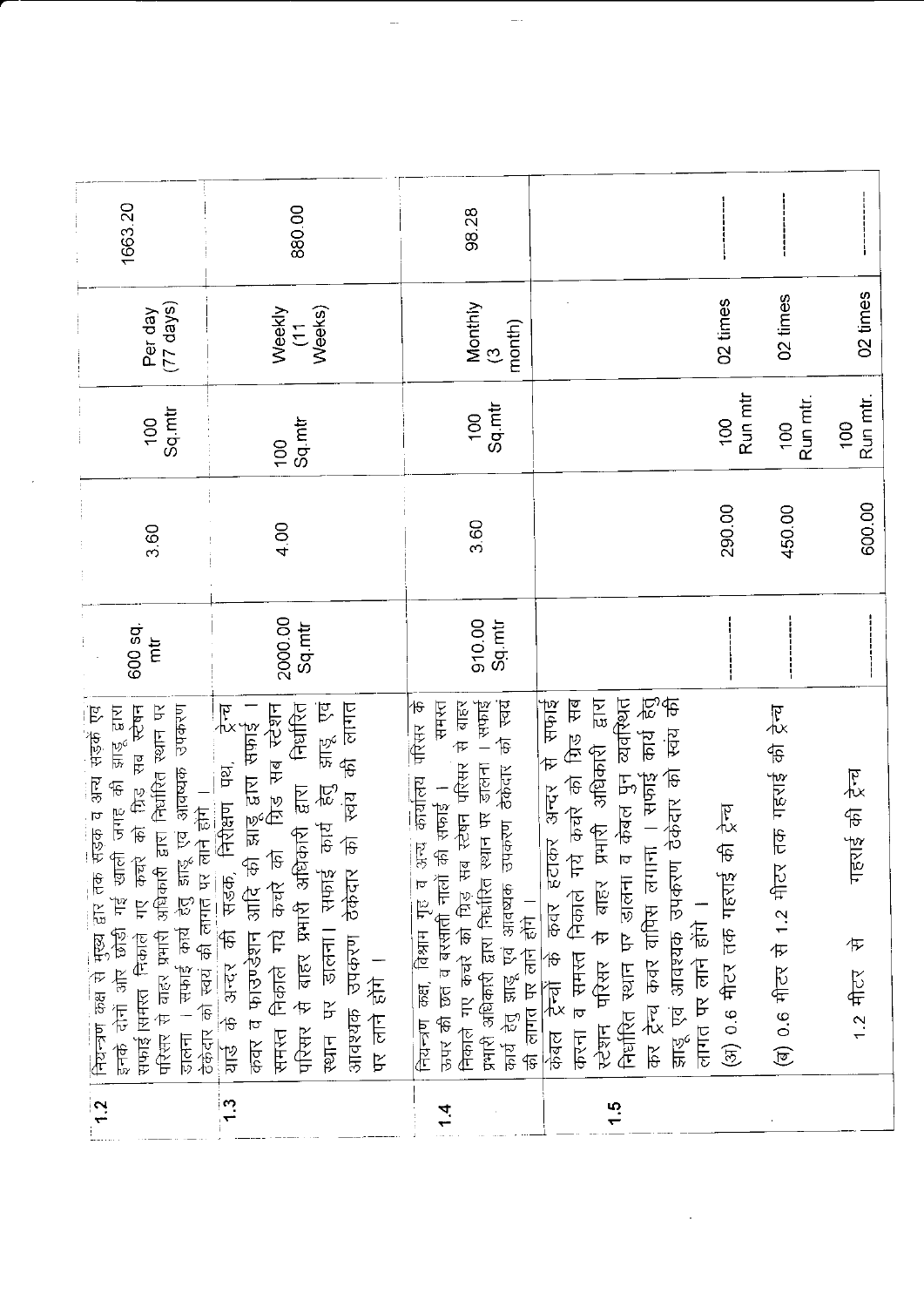| | | | | | | |
|---|---|---|---|---|---|---|
| 1.2 | नियन्त्रण कक्ष से मुख्य द्वार तक सड़क व अन्य सड़कें एवं इनके दोनों ओर छोड़ी गई खाली जगह की झाड़ू द्वारा सफाई।समस्त निकाले गए कचरे को ग्रिड सब स्टेशन परिसर से बाहर प्रभारी अधिकारी द्वारा निर्धारित स्थान पर डालना । सफाई कार्य हेतु झाड़ू एवं आवश्यक उपकरण ठेकेदार को स्वयं की लागत पर लाने होंगे । | 600 sq. mtr | 3.60 | 100 Sq.mtr | Per day (77 days) | 1663.20 |
| 1.3 | यार्ड के अन्दर की सड़क, निरीक्षण पथ, ट्रेन्च कवर व फाउण्डेशन आदि की झाड़ू द्वारा सफाई । समस्त निकाले गये कचरे को ग्रिड सब स्टेशन परिसर से बाहर प्रभारी अधिकारी द्वारा निर्धारित स्थान पर डालना। सफाई कार्य हेतु झाड़ू एवं आवश्यक उपकरण ठेकेदार को स्वयं की लागत पर लाने होंगे । | 2000.00 Sq.mtr | 4.00 | 100 Sq.mtr | Weekly (11 Weeks) | 880.00 |
| 1.4 | नियन्त्रण कक्ष, विश्राम गृह व अन्य कार्यालय परिसर के ऊपर की छत व बरसाती नालों की सफाई । समस्त निकाले गए कचरे को ग्रिड सब स्टेशन परिसर से बाहर प्रभारी अधिकारी द्वारा निर्धारित स्थान पर डालना । सफाई कार्य हेतु झाड़ू एवं आवश्यक उपकरण ठेकेदार को स्वयं की लागत पर लाने होंगे । | 910.00 Sq.mtr | 3.60 | 100 Sq.mtr | Monthly (3 month) | 98.28 |
| 1.5 | केवल ट्रेन्चों के कवर हटाकर अन्दर से सफाई करना व समस्त निकाले गये कचरे को ग्रिड सब स्टेशन परिसर से बाहर प्रभारी अधिकारी द्वारा निर्धारित स्थान पर डालना व केबल पुन व्यवस्थित कर ट्रेन्च कवर वापिस लगाना । सफाई कार्य हेतु झाड़ू एवं आवश्यक उपकरण ठेकेदार को स्वंय की लागत पर लाने होंगे । | | | | | |
| | (अ) 0.6 मीटर तक गहराई की ट्रेन्च | ---------- | 290.00 | 100 Run mtr | 02 times | ---------- |
| | (ब) 0.6 मीटर से 1.2 मीटर तक गहराई की ट्रेन्च | ---------- | 450.00 | 100 Run mtr. | 02 times | ---------- |
| | 1.2 मीटर से गहराई की ट्रेन्च | ---------- | 600.00 | 100 Run mtr. | 02 times | ---------- |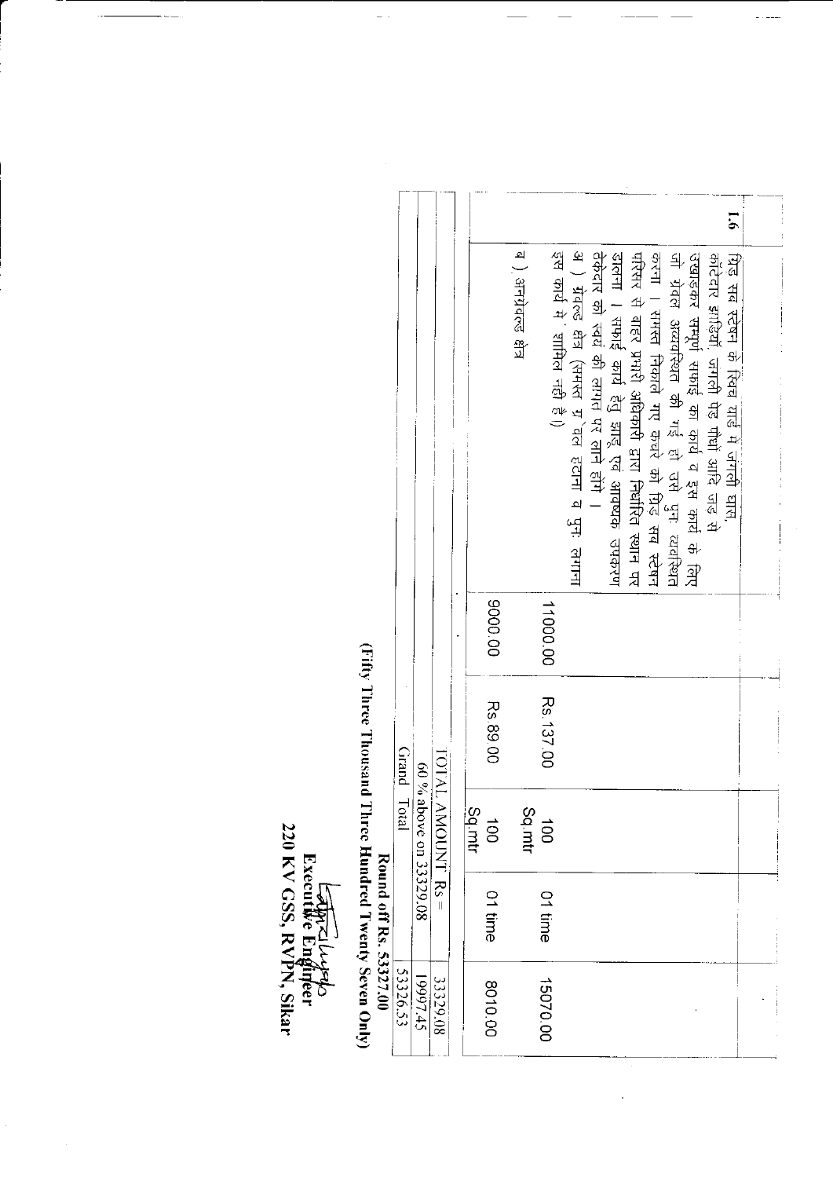| | | | | | |
|---|---|---|---|---|---|
| 1.6 | ग्रिड सब स्टेशन के स्विच यार्ड में जंगली घास, कंटेदार झाड़ियाँ, जंगली पेड़ पौधों आदि जड़ से उखाड़कर सम्पूर्ण सफाई का कार्य व इस कार्य के लिए जो ग्रेवल अव्यवस्थित की गई हो उसे पुन: व्यवस्थित करना । समस्त निकाले गए कचरे को ग्रिड सब स्टेशन परिसर से बाहर प्रभारी अधिकारी द्वारा निर्धारित स्थान पर डालना । सफाई कार्य हेतु झाड़ू एवं आवश्यक उपकरण ठेकेदार को स्वयं की लागत पर लाने होंगे ।<br>अ ) ग्रेवल्ड क्षेत्र (समस्त ग्रेवल हटाना व पुन: लगाना इस कार्य में शामिल नहीं है।) | 11000.00 | Rs.137.00 | 100 Sq.mtr | 01 time | 15070.00 |
| | ब ) अनग्रेवल्ड क्षेत्र | 9000.00 | Rs.89.00 | 100 Sq.mtr | 01 time | 8010.00 |
| | | | | TOTAL AMOUNT Rs = | | 33329.08 |
| | | | | 60 % above on 33329.08 | | 19997.45 |
| | | | | Grand Total | | 53326.53 |

**Round off Rs. 53327.00**

**(Fifty Three Thousand Three Hundred Twenty Seven Only)**

**Executive Engineer**
**220 KV GSS, RVPN, Sikar**